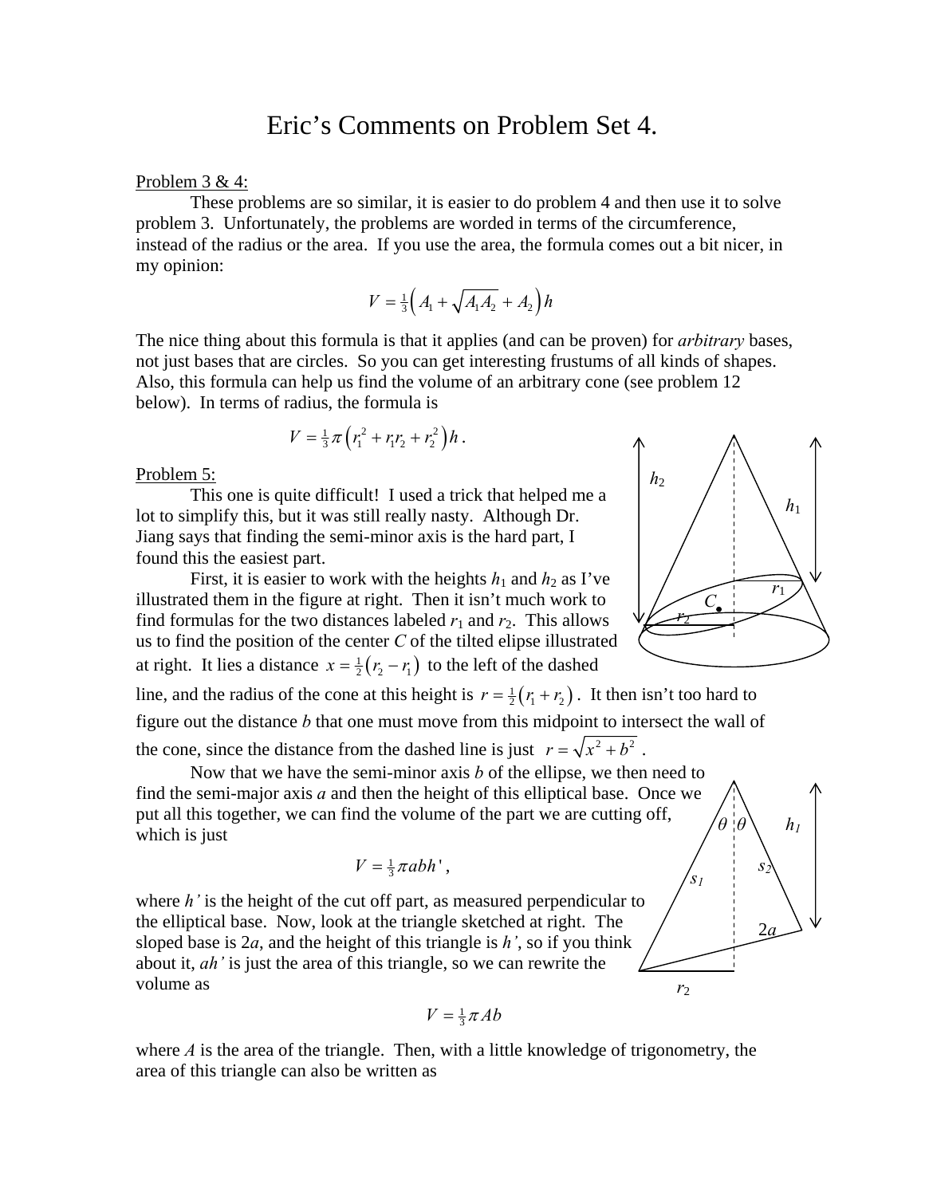# Eric's Comments on Problem Set 4.

Problem 3 & 4:

These problems are so similar, it is easier to do problem 4 and then use it to solve problem 3. Unfortunately, the problems are worded in terms of the circumference, instead of the radius or the area. If you use the area, the formula comes out a bit nicer, in my opinion:

$$V = \tfrac{1}{3}\left(A_1 + \sqrt{A_1 A_2} + A_2\right)h$$

The nice thing about this formula is that it applies (and can be proven) for *arbitrary* bases, not just bases that are circles. So you can get interesting frustums of all kinds of shapes. Also, this formula can help us find the volume of an arbitrary cone (see problem 12 below). In terms of radius, the formula is

$$V = \tfrac{1}{3}\pi\left(r_1^2 + r_1 r_2 + r_2^2\right)h\,.$$

Problem 5:

This one is quite difficult! I used a trick that helped me a lot to simplify this, but it was still really nasty. Although Dr. Jiang says that finding the semi-minor axis is the hard part, I found this the easiest part.

First, it is easier to work with the heights $h_1$ and $h_2$ as I've illustrated them in the figure at right. Then it isn't much work to find formulas for the two distances labeled $r_1$ and $r_2$. This allows us to find the position of the center $C$ of the tilted elipse illustrated at right. It lies a distance $x = \tfrac{1}{2}(r_2 - r_1)$ to the left of the dashed line, and the radius of the cone at this height is $r = \tfrac{1}{2}(r_1 + r_2)$. It then isn't too hard to figure out the distance $b$ that one must move from this midpoint to intersect the wall of the cone, since the distance from the dashed line is just $r = \sqrt{x^2 + b^2}$.

Now that we have the semi-minor axis $b$ of the ellipse, we then need to find the semi-major axis $a$ and then the height of this elliptical base. Once we put all this together, we can find the volume of the part we are cutting off, which is just

$$V = \tfrac{1}{3}\pi abh'\,,$$

where $h'$ is the height of the cut off part, as measured perpendicular to the elliptical base. Now, look at the triangle sketched at right. The sloped base is $2a$, and the height of this triangle is $h'$, so if you think about it, $ah'$ is just the area of this triangle, so we can rewrite the volume as

$$V = \tfrac{1}{3}\pi Ab$$

where $A$ is the area of the triangle. Then, with a little knowledge of trigonometry, the area of this triangle can also be written as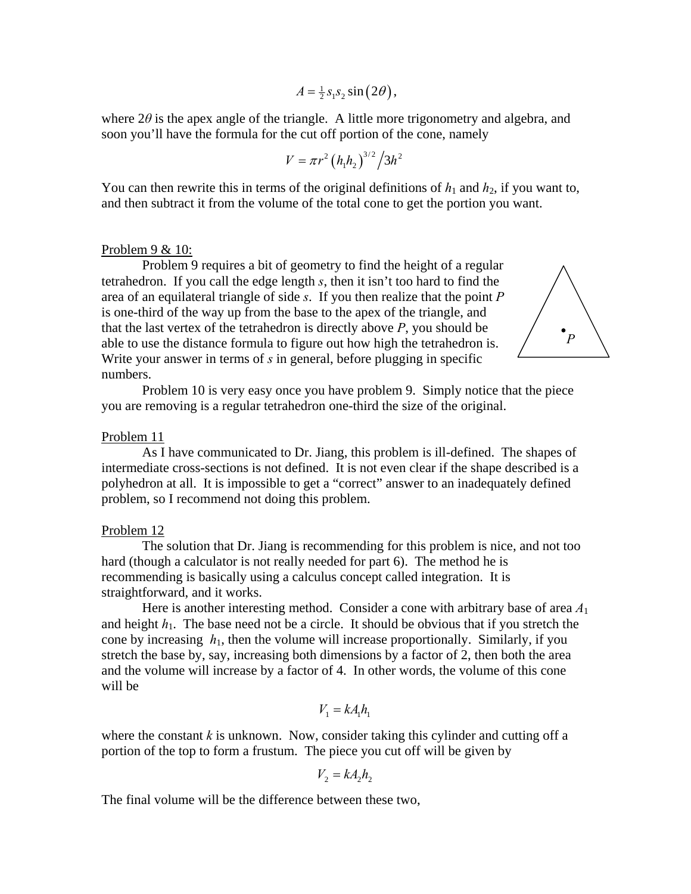$$A = \tfrac{1}{2} s_1 s_2 \sin(2\theta),$$

where $2\theta$ is the apex angle of the triangle. A little more trigonometry and algebra, and soon you'll have the formula for the cut off portion of the cone, namely

$$V = \pi r^2 (h_1 h_2)^{3/2} \big/ 3h^2$$

You can then rewrite this in terms of the original definitions of $h_1$ and $h_2$, if you want to, and then subtract it from the volume of the total cone to get the portion you want.

Problem 9 & 10:

Problem 9 requires a bit of geometry to find the height of a regular tetrahedron. If you call the edge length $s$, then it isn't too hard to find the area of an equilateral triangle of side $s$. If you then realize that the point $P$ is one-third of the way up from the base to the apex of the triangle, and that the last vertex of the tetrahedron is directly above $P$, you should be able to use the distance formula to figure out how high the tetrahedron is. Write your answer in terms of $s$ in general, before plugging in specific numbers.

Problem 10 is very easy once you have problem 9. Simply notice that the piece you are removing is a regular tetrahedron one-third the size of the original.

Problem 11

As I have communicated to Dr. Jiang, this problem is ill-defined. The shapes of intermediate cross-sections is not defined. It is not even clear if the shape described is a polyhedron at all. It is impossible to get a "correct" answer to an inadequately defined problem, so I recommend not doing this problem.

Problem 12

The solution that Dr. Jiang is recommending for this problem is nice, and not too hard (though a calculator is not really needed for part 6). The method he is recommending is basically using a calculus concept called integration. It is straightforward, and it works.

Here is another interesting method. Consider a cone with arbitrary base of area $A_1$ and height $h_1$. The base need not be a circle. It should be obvious that if you stretch the cone by increasing $h_1$, then the volume will increase proportionally. Similarly, if you stretch the base by, say, increasing both dimensions by a factor of 2, then both the area and the volume will increase by a factor of 4. In other words, the volume of this cone will be

$$V_1 = kA_1h_1$$

where the constant $k$ is unknown. Now, consider taking this cylinder and cutting off a portion of the top to form a frustum. The piece you cut off will be given by

$$V_2 = kA_2h_2$$

The final volume will be the difference between these two,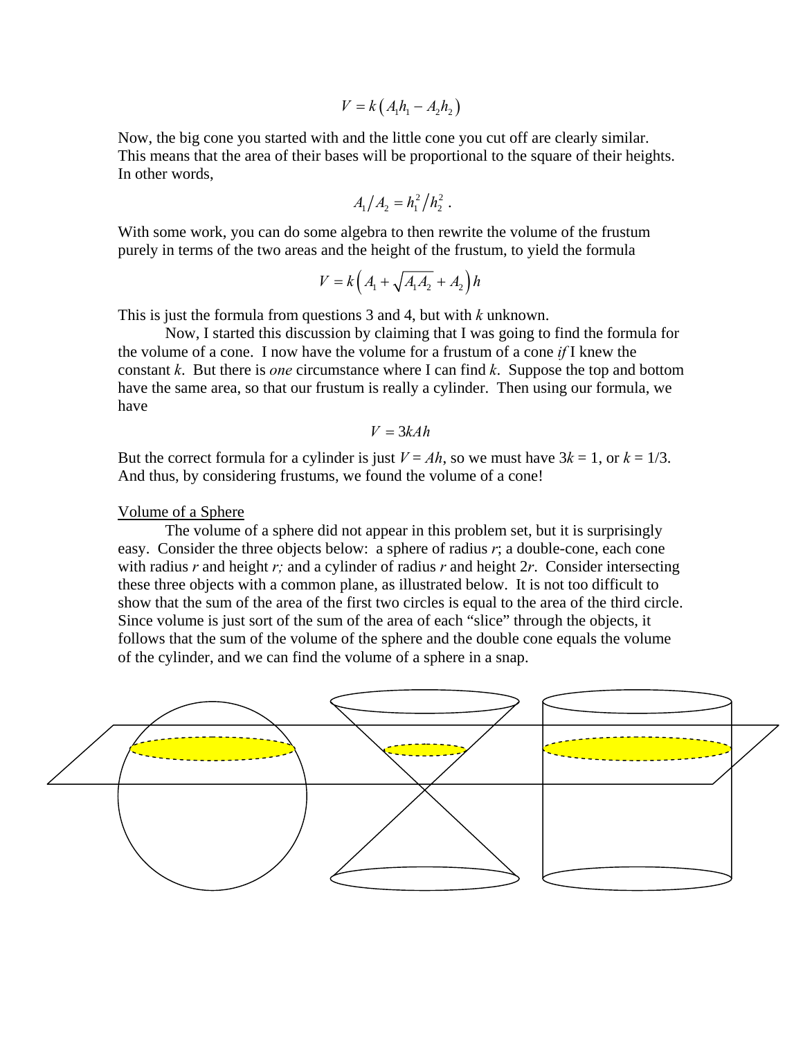$$V = k\left(A_1 h_1 - A_2 h_2\right)$$

Now, the big cone you started with and the little cone you cut off are clearly similar. This means that the area of their bases will be proportional to the square of their heights. In other words,

$$A_1 / A_2 = h_1^2 / h_2^2 \,.$$

With some work, you can do some algebra to then rewrite the volume of the frustum purely in terms of the two areas and the height of the frustum, to yield the formula

$$V = k\left(A_1 + \sqrt{A_1 A_2} + A_2\right) h$$

This is just the formula from questions 3 and 4, but with $k$ unknown.

Now, I started this discussion by claiming that I was going to find the formula for the volume of a cone. I now have the volume for a frustum of a cone *if* I knew the constant $k$. But there is *one* circumstance where I can find $k$. Suppose the top and bottom have the same area, so that our frustum is really a cylinder. Then using our formula, we have

$$V = 3kAh$$

But the correct formula for a cylinder is just $V = Ah$, so we must have $3k = 1$, or $k = 1/3$. And thus, by considering frustums, we found the volume of a cone!

## Volume of a Sphere

The volume of a sphere did not appear in this problem set, but it is surprisingly easy. Consider the three objects below: a sphere of radius $r$; a double-cone, each cone with radius $r$ and height $r$; and a cylinder of radius $r$ and height $2r$. Consider intersecting these three objects with a common plane, as illustrated below. It is not too difficult to show that the sum of the area of the first two circles is equal to the area of the third circle. Since volume is just sort of the sum of the area of each "slice" through the objects, it follows that the sum of the volume of the sphere and the double cone equals the volume of the cylinder, and we can find the volume of a sphere in a snap.